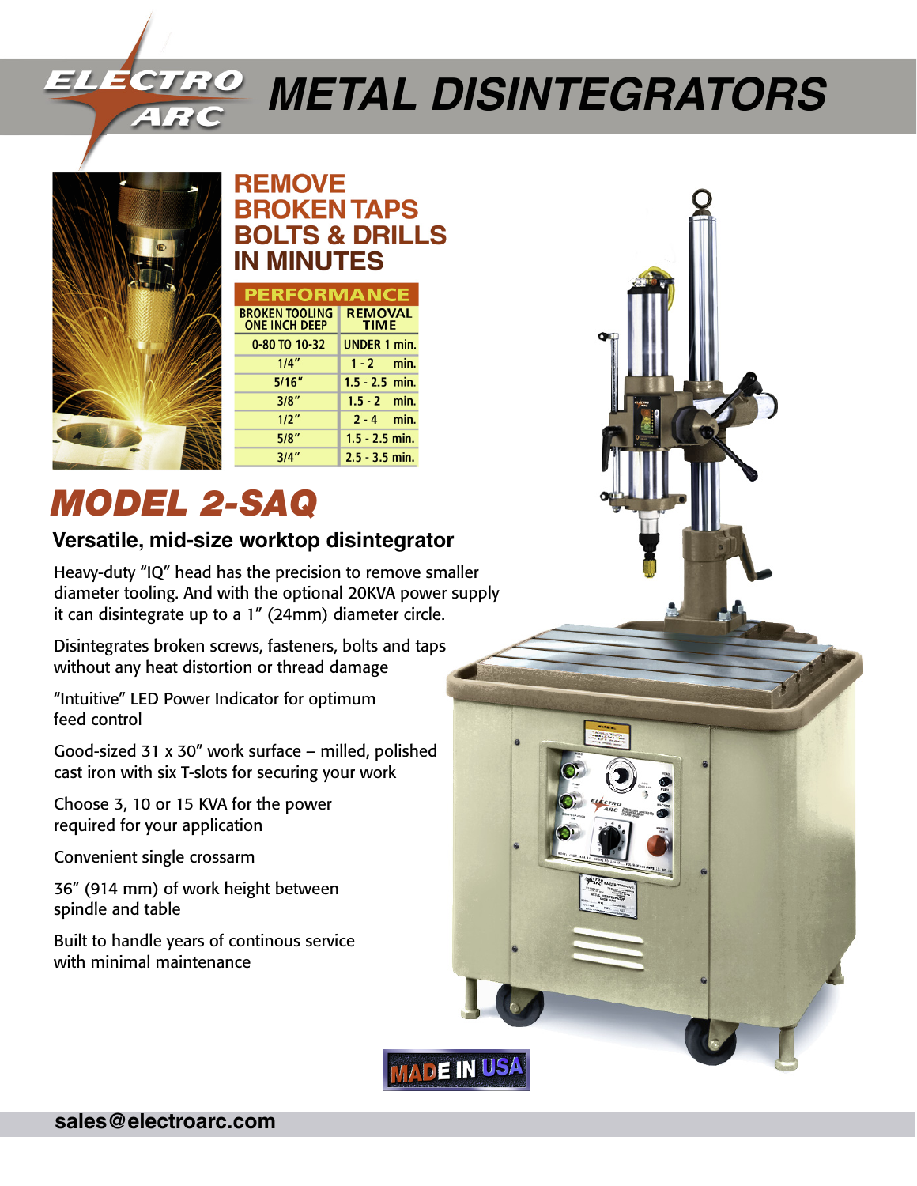# ELECTRO ARC METAL DISINTEGRATORS

## REMOVE BROKEN TAPS BOLTS & DRILLS IN MINUTES

| PERFORMANCE | |
|---|---|
| BROKEN TOOLING ONE INCH DEEP | REMOVAL TIME |
| 0-80 TO 10-32 | UNDER 1 min. |
| 1/4" | 1 - 2 min. |
| 5/16" | 1.5 - 2.5 min. |
| 3/8" | 1.5 - 2 min. |
| 1/2" | 2 - 4 min. |
| 5/8" | 1.5 - 2.5 min. |
| 3/4" | 2.5 - 3.5 min. |

# *MODEL 2-SAQ*

### Versatile, mid-size worktop disintegrator

Heavy-duty "IQ" head has the precision to remove smaller diameter tooling. And with the optional 20KVA power supply it can disintegrate up to a 1" (24mm) diameter circle.

Disintegrates broken screws, fasteners, bolts and taps without any heat distortion or thread damage

"Intuitive" LED Power Indicator for optimum feed control

Good-sized 31 x 30" work surface – milled, polished cast iron with six T-slots for securing your work

Choose 3, 10 or 15 KVA for the power required for your application

Convenient single crossarm

36" (914 mm) of work height between spindle and table

Built to handle years of continous service with minimal maintenance

MADE IN USA

**sales@electroarc.com**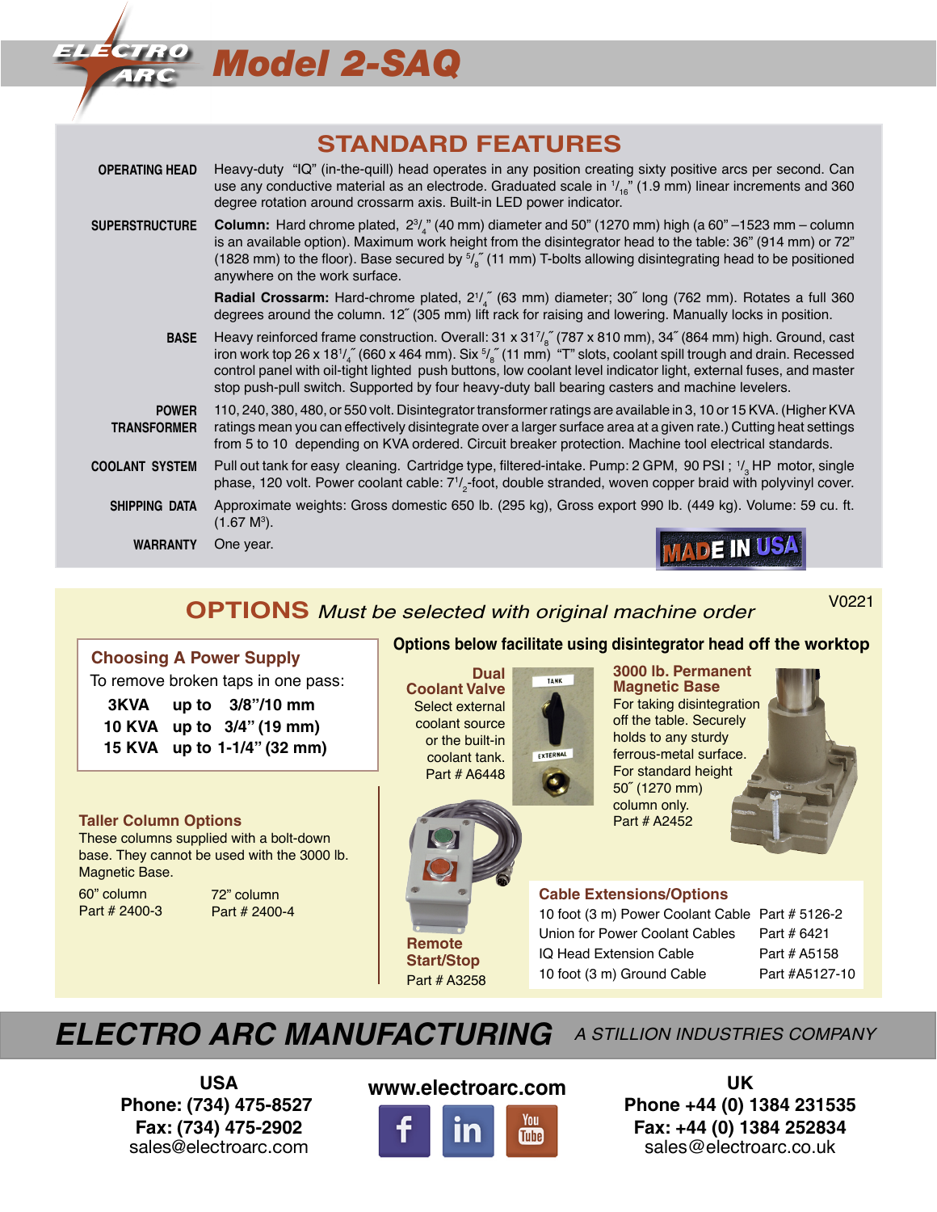# Model 2-SAQ

## STANDARD FEATURES

**OPERATING HEAD** Heavy-duty "IQ" (in-the-quill) head operates in any position creating sixty positive arcs per second. Can use any conductive material as an electrode. Graduated scale in $^1/_{16}$" (1.9 mm) linear increments and 360 degree rotation around crossarm axis. Built-in LED power indicator.

**SUPERSTRUCTURE** **Column:** Hard chrome plated, $2^3/_4$" (40 mm) diameter and 50" (1270 mm) high (a 60" –1523 mm – column is an available option). Maximum work height from the disintegrator head to the table: 36" (914 mm) or 72" (1828 mm) to the floor). Base secured by $^5/_8$" (11 mm) T-bolts allowing disintegrating head to be positioned anywhere on the work surface.

**Radial Crossarm:** Hard-chrome plated, $2^1/_4$" (63 mm) diameter; 30" long (762 mm). Rotates a full 360 degrees around the column. 12" (305 mm) lift rack for raising and lowering. Manually locks in position.

**BASE** Heavy reinforced frame construction. Overall: 31 x $31^7/_8$" (787 x 810 mm), 34" (864 mm) high. Ground, cast iron work top 26 x $18^1/_4$" (660 x 464 mm). Six $^5/_8$" (11 mm) "T" slots, coolant spill trough and drain. Recessed control panel with oil-tight lighted push buttons, low coolant level indicator light, external fuses, and master stop push-pull switch. Supported by four heavy-duty ball bearing casters and machine levelers.

**POWER TRANSFORMER** 110, 240, 380, 480, or 550 volt. Disintegrator transformer ratings are available in 3, 10 or 15 KVA. (Higher KVA ratings mean you can effectively disintegrate over a larger surface area at a given rate.) Cutting heat settings from 5 to 10 depending on KVA ordered. Circuit breaker protection. Machine tool electrical standards.

**COOLANT SYSTEM** Pull out tank for easy cleaning. Cartridge type, filtered-intake. Pump: 2 GPM, 90 PSI ; $^1/_3$ HP motor, single phase, 120 volt. Power coolant cable: $7^1/_2$-foot, double stranded, woven copper braid with polyvinyl cover.

**SHIPPING DATA** Approximate weights: Gross domestic 650 lb. (295 kg), Gross export 990 lb. (449 kg). Volume: 59 cu. ft. (1.67 M$^3$).

**WARRANTY** One year.

MADE IN USA

V0221

## OPTIONS *Must be selected with original machine order*

### Choosing A Power Supply

To remove broken taps in one pass:

| | | |
|---|---|---|
| **3KVA** | **up to** | **3/8"/10 mm** |
| **10 KVA** | **up to** | **3/4" (19 mm)** |
| **15 KVA** | **up to** | **1-1/4" (32 mm)** |

### Taller Column Options

These columns supplied with a bolt-down base. They cannot be used with the 3000 lb. Magnetic Base.

60" column
Part # 2400-3

72" column
Part # 2400-4

### Options below facilitate using disintegrator head off the worktop

**Dual Coolant Valve**
Select external coolant source or the built-in coolant tank.
Part # A6448

**3000 lb. Permanent Magnetic Base**
For taking disintegration off the table. Securely holds to any sturdy ferrous-metal surface. For standard height 50" (1270 mm) column only.
Part # A2452

**Remote Start/Stop**
Part # A3258

**Cable Extensions/Options**

| | |
|---|---|
| 10 foot (3 m) Power Coolant Cable | Part # 5126-2 |
| Union for Power Coolant Cables | Part # 6421 |
| IQ Head Extension Cable | Part # A5158 |
| 10 foot (3 m) Ground Cable | Part #A5127-10 |

## ELECTRO ARC MANUFACTURING *A STILLION INDUSTRIES COMPANY*

**USA**
**Phone: (734) 475-8527**
**Fax: (734) 475-2902**
sales@electroarc.com

**www.electroarc.com**

**UK**
**Phone +44 (0) 1384 231535**
**Fax: +44 (0) 1384 252834**
sales@electroarc.co.uk